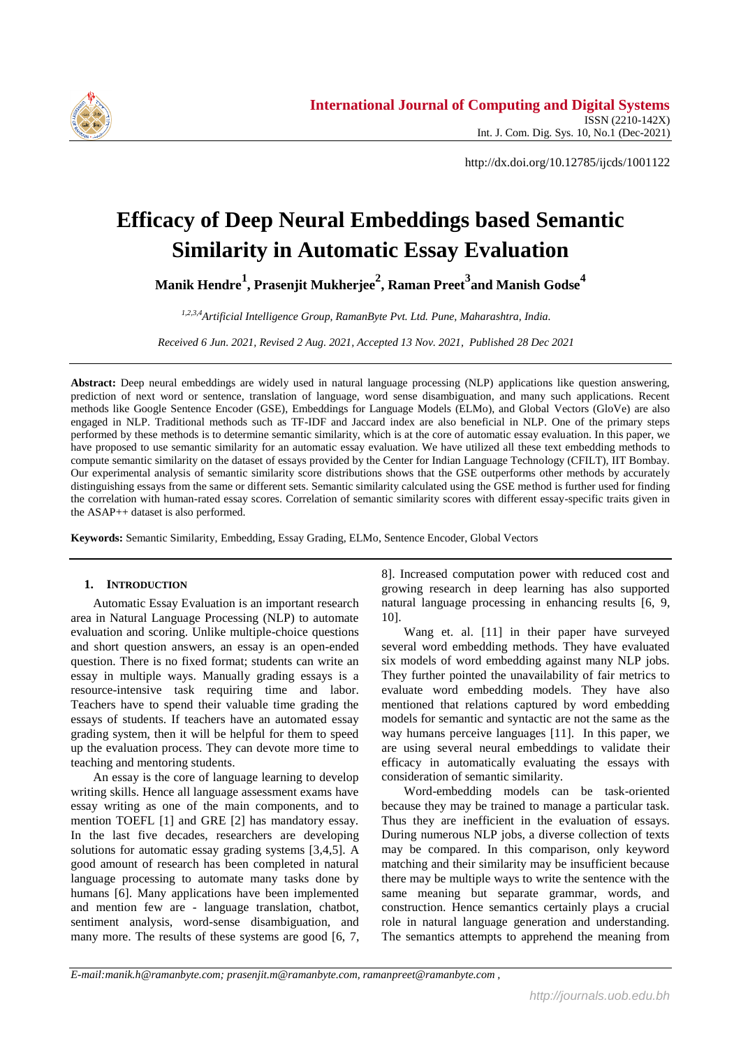http://dx.doi.org/10.12785/ijcds/1001122

# Efficacy of Deep Neural Embeddings based Semantic Similarity in Automatic Essay Evaluation

**Manik Hendre[1], Prasenjit Mukherjee[2], Raman Preet[3] and Manish Godse[4]**

*[1,2,3,4]Artificial Intelligence Group, RamanByte Pvt. Ltd. Pune, Maharashtra, India.*

*Received 6 Jun. 2021, Revised 2 Aug. 2021, Accepted 13 Nov. 2021, Published 28 Dec 2021*

**Abstract:** Deep neural embeddings are widely used in natural language processing (NLP) applications like question answering, prediction of next word or sentence, translation of language, word sense disambiguation, and many such applications. Recent methods like Google Sentence Encoder (GSE), Embeddings for Language Models (ELMo), and Global Vectors (GloVe) are also engaged in NLP. Traditional methods such as TF-IDF and Jaccard index are also beneficial in NLP. One of the primary steps performed by these methods is to determine semantic similarity, which is at the core of automatic essay evaluation. In this paper, we have proposed to use semantic similarity for an automatic essay evaluation. We have utilized all these text embedding methods to compute semantic similarity on the dataset of essays provided by the Center for Indian Language Technology (CFILT), IIT Bombay. Our experimental analysis of semantic similarity score distributions shows that the GSE outperforms other methods by accurately distinguishing essays from the same or different sets. Semantic similarity calculated using the GSE method is further used for finding the correlation with human-rated essay scores. Correlation of semantic similarity scores with different essay-specific traits given in the ASAP++ dataset is also performed.

**Keywords:** Semantic Similarity, Embedding, Essay Grading, ELMo, Sentence Encoder, Global Vectors

## 1. Introduction

Automatic Essay Evaluation is an important research area in Natural Language Processing (NLP) to automate evaluation and scoring. Unlike multiple-choice questions and short question answers, an essay is an open-ended question. There is no fixed format; students can write an essay in multiple ways. Manually grading essays is a resource-intensive task requiring time and labor. Teachers have to spend their valuable time grading the essays of students. If teachers have an automated essay grading system, then it will be helpful for them to speed up the evaluation process. They can devote more time to teaching and mentoring students.

An essay is the core of language learning to develop writing skills. Hence all language assessment exams have essay writing as one of the main components, and to mention TOEFL [1] and GRE [2] has mandatory essay. In the last five decades, researchers are developing solutions for automatic essay grading systems [3,4,5]. A good amount of research has been completed in natural language processing to automate many tasks done by humans [6]. Many applications have been implemented and mention few are - language translation, chatbot, sentiment analysis, word-sense disambiguation, and many more. The results of these systems are good [6, 7, 8]. Increased computation power with reduced cost and growing research in deep learning has also supported natural language processing in enhancing results [6, 9, 10].

Wang et. al. [11] in their paper have surveyed several word embedding methods. They have evaluated six models of word embedding against many NLP jobs. They further pointed the unavailability of fair metrics to evaluate word embedding models. They have also mentioned that relations captured by word embedding models for semantic and syntactic are not the same as the way humans perceive languages [11]. In this paper, we are using several neural embeddings to validate their efficacy in automatically evaluating the essays with consideration of semantic similarity.

Word-embedding models can be task-oriented because they may be trained to manage a particular task. Thus they are inefficient in the evaluation of essays. During numerous NLP jobs, a diverse collection of texts may be compared. In this comparison, only keyword matching and their similarity may be insufficient because there may be multiple ways to write the sentence with the same meaning but separate grammar, words, and construction. Hence semantics certainly plays a crucial role in natural language generation and understanding. The semantics attempts to apprehend the meaning from

*E-mail:manik.h@ramanbyte.com; prasenjit.m@ramanbyte.com, ramanpreet@ramanbyte.com ,*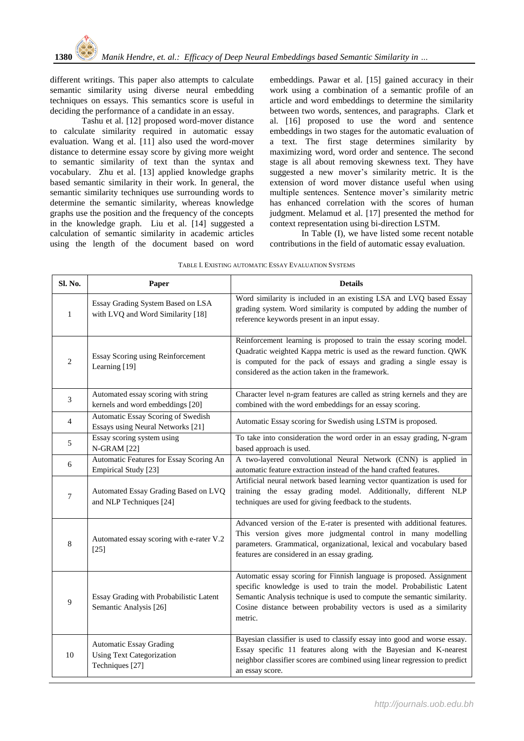different writings. This paper also attempts to calculate semantic similarity using diverse neural embedding techniques on essays. This semantics score is useful in deciding the performance of a candidate in an essay.

Tashu et al. [12] proposed word-mover distance to calculate similarity required in automatic essay evaluation. Wang et al. [11] also used the word-mover distance to determine essay score by giving more weight to semantic similarity of text than the syntax and vocabulary. Zhu et al. [13] applied knowledge graphs based semantic similarity in their work. In general, the semantic similarity techniques use surrounding words to determine the semantic similarity, whereas knowledge graphs use the position and the frequency of the concepts in the knowledge graph. Liu et al. [14] suggested a calculation of semantic similarity in academic articles using the length of the document based on word embeddings. Pawar et al. [15] gained accuracy in their work using a combination of a semantic profile of an article and word embeddings to determine the similarity between two words, sentences, and paragraphs. Clark et al. [16] proposed to use the word and sentence embeddings in two stages for the automatic evaluation of a text. The first stage determines similarity by maximizing word, word order and sentence. The second stage is all about removing skewness text. They have suggested a new mover's similarity metric. It is the extension of word mover distance useful when using multiple sentences. Sentence mover's similarity metric has enhanced correlation with the scores of human judgment. Melamud et al. [17] presented the method for context representation using bi-direction LSTM.

In Table (I), we have listed some recent notable contributions in the field of automatic essay evaluation.

TABLE I. EXISTING AUTOMATIC ESSAY EVALUATION SYSTEMS

| Sl. No. | Paper | Details |
|---|---|---|
| 1 | Essay Grading System Based on LSA with LVQ and Word Similarity [18] | Word similarity is included in an existing LSA and LVQ based Essay grading system. Word similarity is computed by adding the number of reference keywords present in an input essay. |
| 2 | Essay Scoring using Reinforcement Learning [19] | Reinforcement learning is proposed to train the essay scoring model. Quadratic weighted Kappa metric is used as the reward function. QWK is computed for the pack of essays and grading a single essay is considered as the action taken in the framework. |
| 3 | Automated essay scoring with string kernels and word embeddings [20] | Character level n-gram features are called as string kernels and they are combined with the word embeddings for an essay scoring. |
| 4 | Automatic Essay Scoring of Swedish Essays using Neural Networks [21] | Automatic Essay scoring for Swedish using LSTM is proposed. |
| 5 | Essay scoring system using N-GRAM [22] | To take into consideration the word order in an essay grading, N-gram based approach is used. |
| 6 | Automatic Features for Essay Scoring An Empirical Study [23] | A two-layered convolutional Neural Network (CNN) is applied in automatic feature extraction instead of the hand crafted features. |
| 7 | Automated Essay Grading Based on LVQ and NLP Techniques [24] | Artificial neural network based learning vector quantization is used for training the essay grading model. Additionally, different NLP techniques are used for giving feedback to the students. |
| 8 | Automated essay scoring with e-rater V.2 [25] | Advanced version of the E-rater is presented with additional features. This version gives more judgmental control in many modelling parameters. Grammatical, organizational, lexical and vocabulary based features are considered in an essay grading. |
| 9 | Essay Grading with Probabilistic Latent Semantic Analysis [26] | Automatic essay scoring for Finnish language is proposed. Assignment specific knowledge is used to train the model. Probabilistic Latent Semantic Analysis technique is used to compute the semantic similarity. Cosine distance between probability vectors is used as a similarity metric. |
| 10 | Automatic Essay Grading Using Text Categorization Techniques [27] | Bayesian classifier is used to classify essay into good and worse essay. Essay specific 11 features along with the Bayesian and K-nearest neighbor classifier scores are combined using linear regression to predict an essay score. |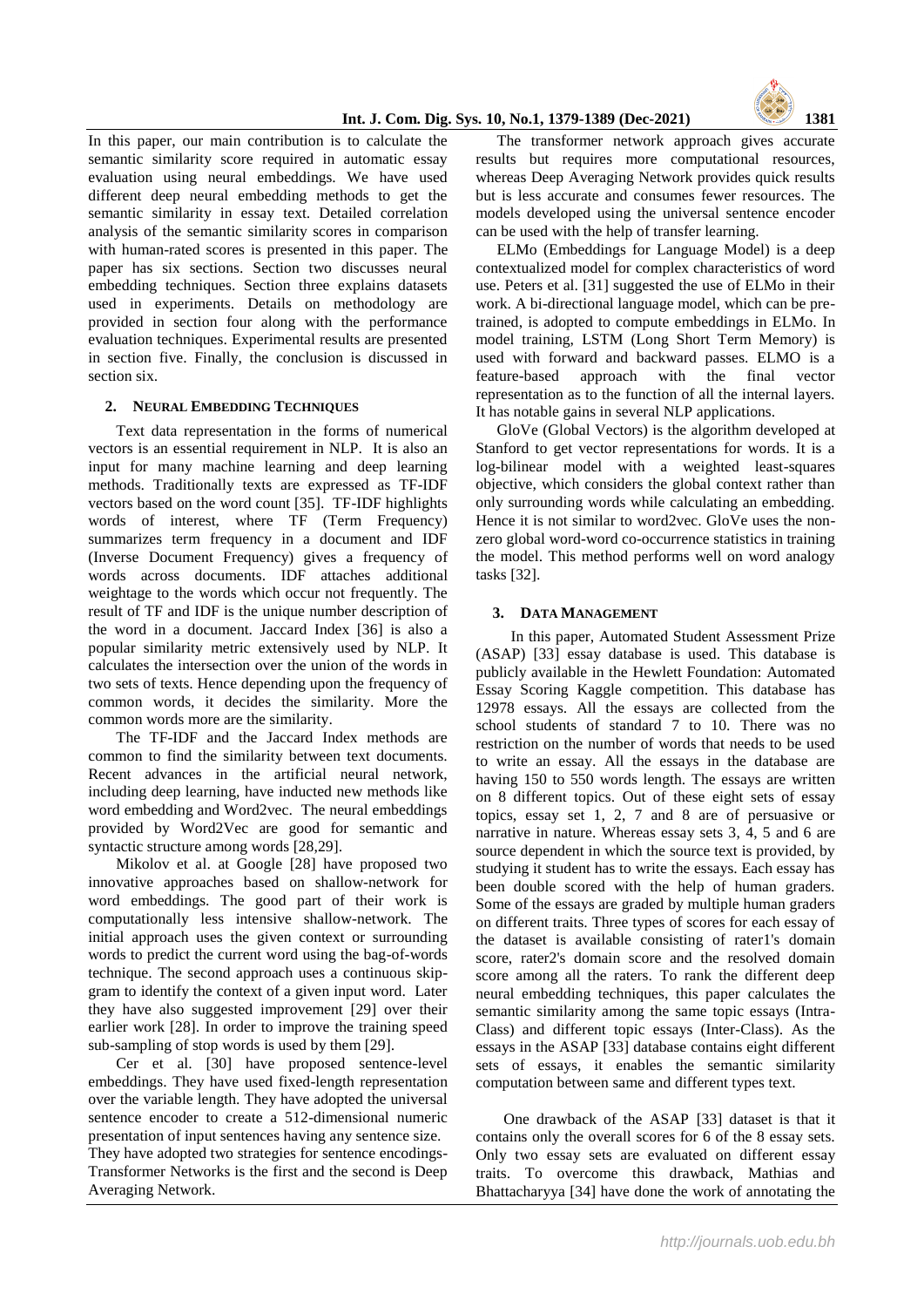In this paper, our main contribution is to calculate the semantic similarity score required in automatic essay evaluation using neural embeddings. We have used different deep neural embedding methods to get the semantic similarity in essay text. Detailed correlation analysis of the semantic similarity scores in comparison with human-rated scores is presented in this paper. The paper has six sections. Section two discusses neural embedding techniques. Section three explains datasets used in experiments. Details on methodology are provided in section four along with the performance evaluation techniques. Experimental results are presented in section five. Finally, the conclusion is discussed in section six.

## 2. NEURAL EMBEDDING TECHNIQUES

Text data representation in the forms of numerical vectors is an essential requirement in NLP. It is also an input for many machine learning and deep learning methods. Traditionally texts are expressed as TF-IDF vectors based on the word count [35]. TF-IDF highlights words of interest, where TF (Term Frequency) summarizes term frequency in a document and IDF (Inverse Document Frequency) gives a frequency of words across documents. IDF attaches additional weightage to the words which occur not frequently. The result of TF and IDF is the unique number description of the word in a document. Jaccard Index [36] is also a popular similarity metric extensively used by NLP. It calculates the intersection over the union of the words in two sets of texts. Hence depending upon the frequency of common words, it decides the similarity. More the common words more are the similarity.

The TF-IDF and the Jaccard Index methods are common to find the similarity between text documents. Recent advances in the artificial neural network, including deep learning, have inducted new methods like word embedding and Word2vec. The neural embeddings provided by Word2Vec are good for semantic and syntactic structure among words [28,29].

Mikolov et al. at Google [28] have proposed two innovative approaches based on shallow-network for word embeddings. The good part of their work is computationally less intensive shallow-network. The initial approach uses the given context or surrounding words to predict the current word using the bag-of-words technique. The second approach uses a continuous skip-gram to identify the context of a given input word. Later they have also suggested improvement [29] over their earlier work [28]. In order to improve the training speed sub-sampling of stop words is used by them [29].

Cer et al. [30] have proposed sentence-level embeddings. They have used fixed-length representation over the variable length. They have adopted the universal sentence encoder to create a 512-dimensional numeric presentation of input sentences having any sentence size. They have adopted two strategies for sentence encodings- Transformer Networks is the first and the second is Deep Averaging Network.

The transformer network approach gives accurate results but requires more computational resources, whereas Deep Averaging Network provides quick results but is less accurate and consumes fewer resources. The models developed using the universal sentence encoder can be used with the help of transfer learning.

ELMo (Embeddings for Language Model) is a deep contextualized model for complex characteristics of word use. Peters et al. [31] suggested the use of ELMo in their work. A bi-directional language model, which can be pre-trained, is adopted to compute embeddings in ELMo. In model training, LSTM (Long Short Term Memory) is used with forward and backward passes. ELMO is a feature-based approach with the final vector representation as to the function of all the internal layers. It has notable gains in several NLP applications.

GloVe (Global Vectors) is the algorithm developed at Stanford to get vector representations for words. It is a log-bilinear model with a weighted least-squares objective, which considers the global context rather than only surrounding words while calculating an embedding. Hence it is not similar to word2vec. GloVe uses the non-zero global word-word co-occurrence statistics in training the model. This method performs well on word analogy tasks [32].

## 3. DATA MANAGEMENT

In this paper, Automated Student Assessment Prize (ASAP) [33] essay database is used. This database is publicly available in the Hewlett Foundation: Automated Essay Scoring Kaggle competition. This database has 12978 essays. All the essays are collected from the school students of standard 7 to 10. There was no restriction on the number of words that needs to be used to write an essay. All the essays in the database are having 150 to 550 words length. The essays are written on 8 different topics. Out of these eight sets of essay topics, essay set 1, 2, 7 and 8 are of persuasive or narrative in nature. Whereas essay sets 3, 4, 5 and 6 are source dependent in which the source text is provided, by studying it student has to write the essays. Each essay has been double scored with the help of human graders. Some of the essays are graded by multiple human graders on different traits. Three types of scores for each essay of the dataset is available consisting of rater1's domain score, rater2's domain score and the resolved domain score among all the raters. To rank the different deep neural embedding techniques, this paper calculates the semantic similarity among the same topic essays (Intra-Class) and different topic essays (Inter-Class). As the essays in the ASAP [33] database contains eight different sets of essays, it enables the semantic similarity computation between same and different types text.

One drawback of the ASAP [33] dataset is that it contains only the overall scores for 6 of the 8 essay sets. Only two essay sets are evaluated on different essay traits. To overcome this drawback, Mathias and Bhattacharyya [34] have done the work of annotating the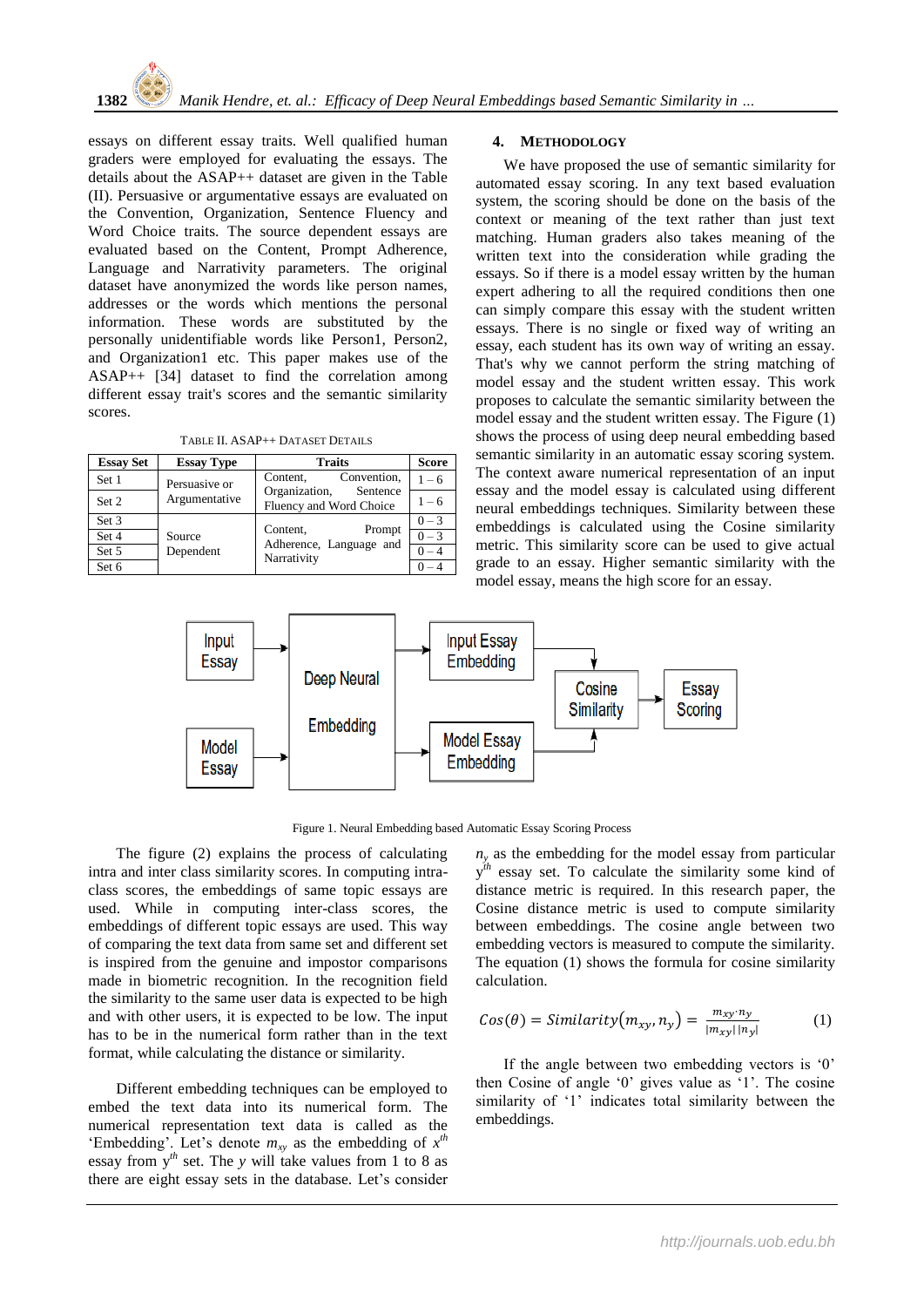essays on different essay traits. Well qualified human graders were employed for evaluating the essays. The details about the ASAP++ dataset are given in the Table (II). Persuasive or argumentative essays are evaluated on the Convention, Organization, Sentence Fluency and Word Choice traits. The source dependent essays are evaluated based on the Content, Prompt Adherence, Language and Narrativity parameters. The original dataset have anonymized the words like person names, addresses or the words which mentions the personal information. These words are substituted by the personally unidentifiable words like Person1, Person2, and Organization1 etc. This paper makes use of the ASAP++ [34] dataset to find the correlation among different essay trait's scores and the semantic similarity scores.

TABLE II. ASAP++ DATASET DETAILS

| Essay Set | Essay Type | Traits | Score |
|---|---|---|---|
| Set 1 | Persuasive or Argumentative | Content, Convention, Organization, Sentence Fluency and Word Choice | 1 – 6 |
| Set 2 | | | 1 – 6 |
| Set 3 | Source Dependent | Content, Prompt Adherence, Language and Narrativity | 0 – 3 |
| Set 4 | | | 0 – 3 |
| Set 5 | | | 0 – 4 |
| Set 6 | | | 0 – 4 |

## 4. METHODOLOGY

We have proposed the use of semantic similarity for automated essay scoring. In any text based evaluation system, the scoring should be done on the basis of the context or meaning of the text rather than just text matching. Human graders also takes meaning of the written text into the consideration while grading the essays. So if there is a model essay written by the human expert adhering to all the required conditions then one can simply compare this essay with the student written essays. There is no single or fixed way of writing an essay, each student has its own way of writing an essay. That's why we cannot perform the string matching of model essay and the student written essay. This work proposes to calculate the semantic similarity between the model essay and the student written essay. The Figure (1) shows the process of using deep neural embedding based semantic similarity in an automatic essay scoring system. The context aware numerical representation of an input essay and the model essay is calculated using different neural embeddings techniques. Similarity between these embeddings is calculated using the Cosine similarity metric. This similarity score can be used to give actual grade to an essay. Higher semantic similarity with the model essay, means the high score for an essay.

Figure 1. Neural Embedding based Automatic Essay Scoring Process

The figure (2) explains the process of calculating intra and inter class similarity scores. In computing intra-class scores, the embeddings of same topic essays are used. While in computing inter-class scores, the embeddings of different topic essays are used. This way of comparing the text data from same set and different set is inspired from the genuine and impostor comparisons made in biometric recognition. In the recognition field the similarity to the same user data is expected to be high and with other users, it is expected to be low. The input has to be in the numerical form rather than in the text format, while calculating the distance or similarity.

Different embedding techniques can be employed to embed the text data into its numerical form. The numerical representation text data is called as the 'Embedding'. Let's denote $m_{xy}$ as the embedding of $x^{th}$ essay from $y^{th}$ set. The $y$ will take values from 1 to 8 as there are eight essay sets in the database. Let's consider $n_y$ as the embedding for the model essay from particular $y^{th}$ essay set. To calculate the similarity some kind of distance metric is required. In this research paper, the Cosine distance metric is used to compute similarity between embeddings. The cosine angle between two embedding vectors is measured to compute the similarity. The equation (1) shows the formula for cosine similarity calculation.

$$Cos(\theta) = Similarity(m_{xy}, n_y) = \frac{m_{xy} \cdot n_y}{|m_{xy}|\,|n_y|} \quad (1)$$

If the angle between two embedding vectors is '0' then Cosine of angle '0' gives value as '1'. The cosine similarity of '1' indicates total similarity between the embeddings.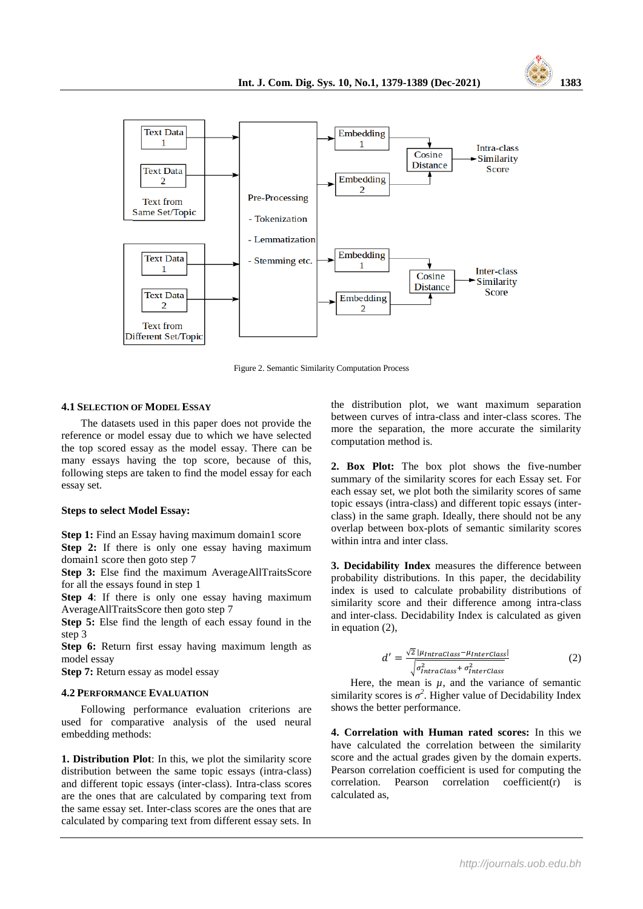Figure 2. Semantic Similarity Computation Process

### 4.1 Selection of Model Essay

The datasets used in this paper does not provide the reference or model essay due to which we have selected the top scored essay as the model essay. There can be many essays having the top score, because of this, following steps are taken to find the model essay for each essay set.

**Steps to select Model Essay:**

**Step 1:** Find an Essay having maximum domain1 score
**Step 2:** If there is only one essay having maximum domain1 score then goto step 7
**Step 3:** Else find the maximum AverageAllTraitsScore for all the essays found in step 1
**Step 4**: If there is only one essay having maximum AverageAllTraitsScore then goto step 7
**Step 5:** Else find the length of each essay found in the step 3
**Step 6:** Return first essay having maximum length as model essay
**Step 7:** Return essay as model essay

### 4.2 Performance Evaluation

Following performance evaluation criterions are used for comparative analysis of the used neural embedding methods:

**1. Distribution Plot**: In this, we plot the similarity score distribution between the same topic essays (intra-class) and different topic essays (inter-class). Intra-class scores are the ones that are calculated by comparing text from the same essay set. Inter-class scores are the ones that are calculated by comparing text from different essay sets. In the distribution plot, we want maximum separation between curves of intra-class and inter-class scores. The more the separation, the more accurate the similarity computation method is.

**2. Box Plot:** The box plot shows the five-number summary of the similarity scores for each Essay set. For each essay set, we plot both the similarity scores of same topic essays (intra-class) and different topic essays (inter-class) in the same graph. Ideally, there should not be any overlap between box-plots of semantic similarity scores within intra and inter class.

**3. Decidability Index** measures the difference between probability distributions. In this paper, the decidability index is used to calculate probability distributions of similarity score and their difference among intra-class and inter-class. Decidability Index is calculated as given in equation (2),

$$d' = \frac{\sqrt{2}\,|\mu_{IntraClass} - \mu_{InterClass}|}{\sqrt{\sigma^2_{IntraClass} + \sigma^2_{InterClass}}} \qquad (2)$$

Here, the mean is $\mu$, and the variance of semantic similarity scores is $\sigma^2$. Higher value of Decidability Index shows the better performance.

**4. Correlation with Human rated scores:** In this we have calculated the correlation between the similarity score and the actual grades given by the domain experts. Pearson correlation coefficient is used for computing the correlation. Pearson correlation coefficient(r) is calculated as,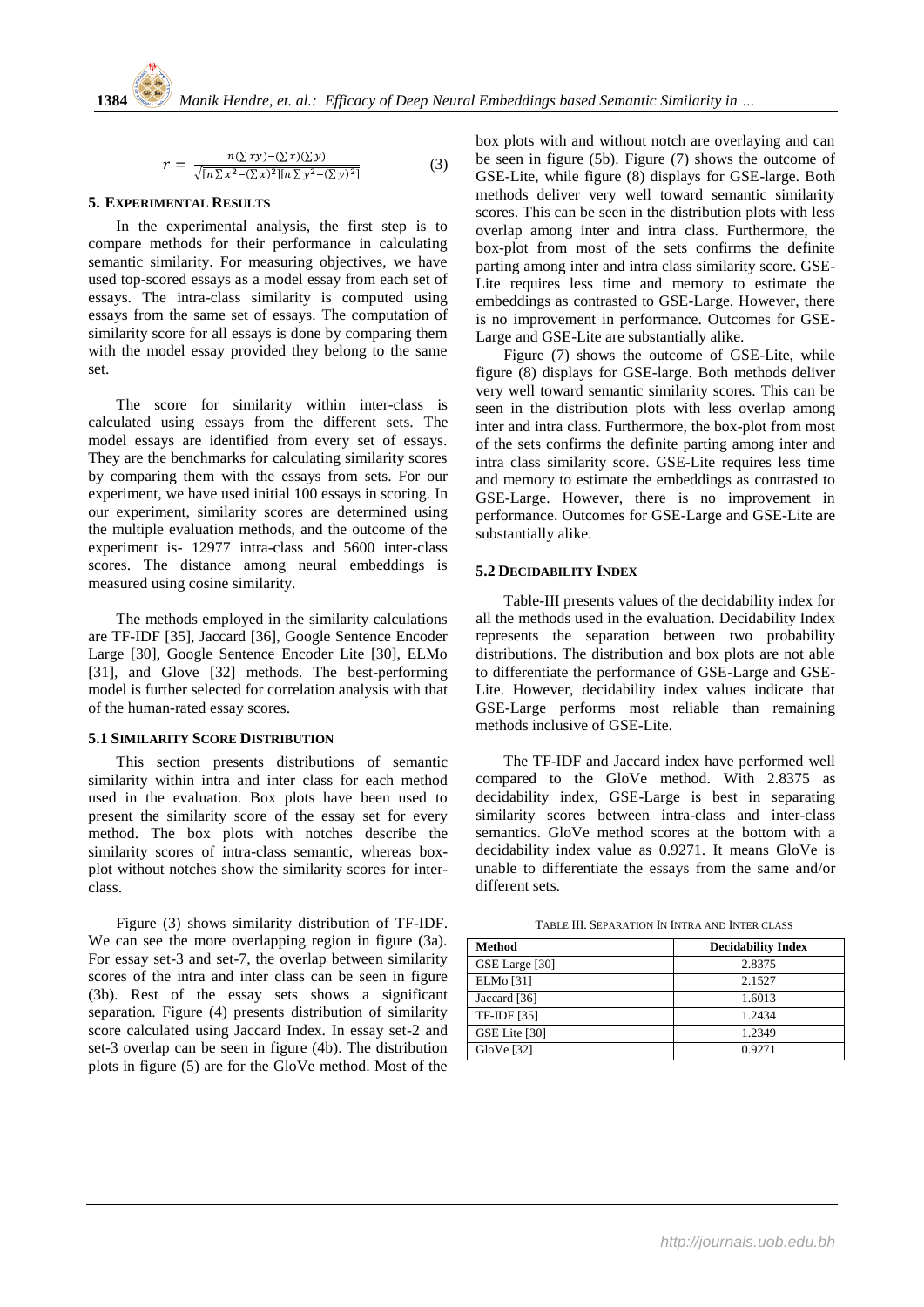$$r = \frac{n(\sum xy) - (\sum x)(\sum y)}{\sqrt{[n\sum x^2 - (\sum x)^2][n\sum y^2 - (\sum y)^2]}} \quad (3)$$

## 5. EXPERIMENTAL RESULTS

In the experimental analysis, the first step is to compare methods for their performance in calculating semantic similarity. For measuring objectives, we have used top-scored essays as a model essay from each set of essays. The intra-class similarity is computed using essays from the same set of essays. The computation of similarity score for all essays is done by comparing them with the model essay provided they belong to the same set.

The score for similarity within inter-class is calculated using essays from the different sets. The model essays are identified from every set of essays. They are the benchmarks for calculating similarity scores by comparing them with the essays from sets. For our experiment, we have used initial 100 essays in scoring. In our experiment, similarity scores are determined using the multiple evaluation methods, and the outcome of the experiment is- 12977 intra-class and 5600 inter-class scores. The distance among neural embeddings is measured using cosine similarity.

The methods employed in the similarity calculations are TF-IDF [35], Jaccard [36], Google Sentence Encoder Large [30], Google Sentence Encoder Lite [30], ELMo [31], and Glove [32] methods. The best-performing model is further selected for correlation analysis with that of the human-rated essay scores.

### 5.1 SIMILARITY SCORE DISTRIBUTION

This section presents distributions of semantic similarity within intra and inter class for each method used in the evaluation. Box plots have been used to present the similarity score of the essay set for every method. The box plots with notches describe the similarity scores of intra-class semantic, whereas box-plot without notches show the similarity scores for inter-class.

Figure (3) shows similarity distribution of TF-IDF. We can see the more overlapping region in figure (3a). For essay set-3 and set-7, the overlap between similarity scores of the intra and inter class can be seen in figure (3b). Rest of the essay sets shows a significant separation. Figure (4) presents distribution of similarity score calculated using Jaccard Index. In essay set-2 and set-3 overlap can be seen in figure (4b). The distribution plots in figure (5) are for the GloVe method. Most of the box plots with and without notch are overlaying and can be seen in figure (5b). Figure (7) shows the outcome of GSE-Lite, while figure (8) displays for GSE-large. Both methods deliver very well toward semantic similarity scores. This can be seen in the distribution plots with less overlap among inter and intra class. Furthermore, the box-plot from most of the sets confirms the definite parting among inter and intra class similarity score. GSE-Lite requires less time and memory to estimate the embeddings as contrasted to GSE-Large. However, there is no improvement in performance. Outcomes for GSE-Large and GSE-Lite are substantially alike.

Figure (7) shows the outcome of GSE-Lite, while figure (8) displays for GSE-large. Both methods deliver very well toward semantic similarity scores. This can be seen in the distribution plots with less overlap among inter and intra class. Furthermore, the box-plot from most of the sets confirms the definite parting among inter and intra class similarity score. GSE-Lite requires less time and memory to estimate the embeddings as contrasted to GSE-Large. However, there is no improvement in performance. Outcomes for GSE-Large and GSE-Lite are substantially alike.

### 5.2 DECIDABILITY INDEX

Table-III presents values of the decidability index for all the methods used in the evaluation. Decidability Index represents the separation between two probability distributions. The distribution and box plots are not able to differentiate the performance of GSE-Large and GSE-Lite. However, decidability index values indicate that GSE-Large performs most reliable than remaining methods inclusive of GSE-Lite.

The TF-IDF and Jaccard index have performed well compared to the GloVe method. With 2.8375 as decidability index, GSE-Large is best in separating similarity scores between intra-class and inter-class semantics. GloVe method scores at the bottom with a decidability index value as 0.9271. It means GloVe is unable to differentiate the essays from the same and/or different sets.

TABLE III. SEPARATION IN INTRA AND INTER CLASS

| Method | Decidability Index |
|---|---|
| GSE Large [30] | 2.8375 |
| ELMo [31] | 2.1527 |
| Jaccard [36] | 1.6013 |
| TF-IDF [35] | 1.2434 |
| GSE Lite [30] | 1.2349 |
| GloVe [32] | 0.9271 |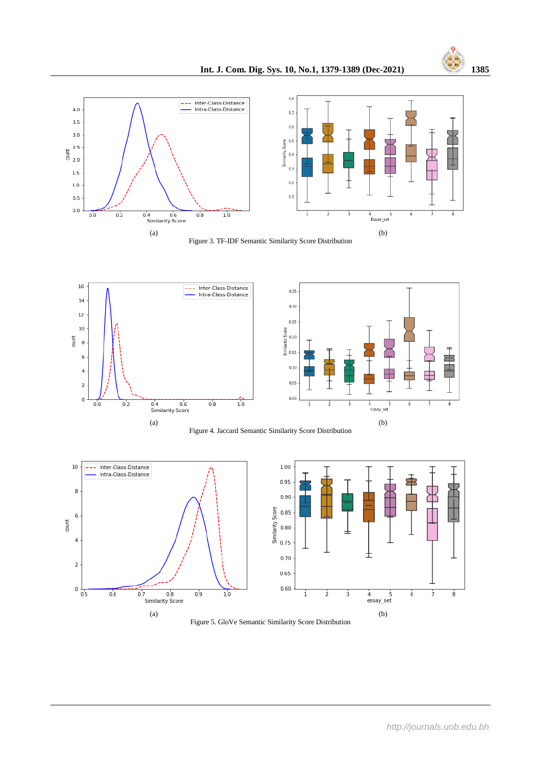(a)

(b)

Figure 3. TF-IDF Semantic Similarity Score Distribution

(a)

(b)

Figure 4. Jaccard Semantic Similarity Score Distribution

(a)

(b)

Figure 5. GloVe Semantic Similarity Score Distribution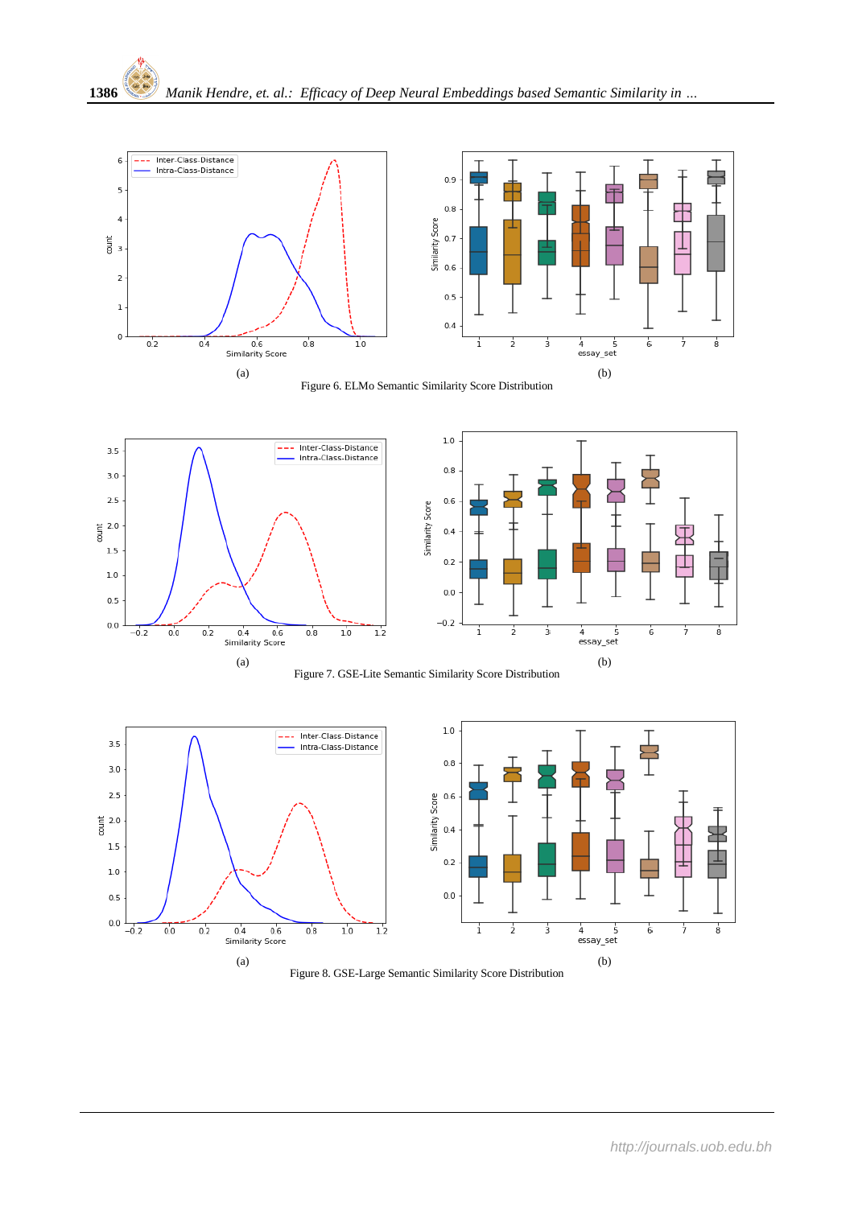(a)

(b)

Figure 6. ELMo Semantic Similarity Score Distribution

(a)

(b)

Figure 7. GSE-Lite Semantic Similarity Score Distribution

(a)

(b)

Figure 8. GSE-Large Semantic Similarity Score Distribution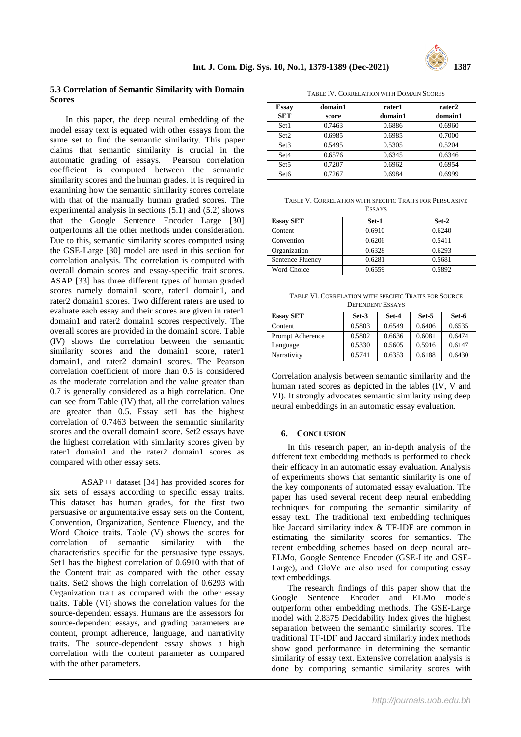### 5.3 Correlation of Semantic Similarity with Domain Scores

In this paper, the deep neural embedding of the model essay text is equated with other essays from the same set to find the semantic similarity. This paper claims that semantic similarity is crucial in the automatic grading of essays. Pearson correlation coefficient is computed between the semantic similarity scores and the human grades. It is required in examining how the semantic similarity scores correlate with that of the manually human graded scores. The experimental analysis in sections (5.1) and (5.2) shows that the Google Sentence Encoder Large [30] outperforms all the other methods under consideration. Due to this, semantic similarity scores computed using the GSE-Large [30] model are used in this section for correlation analysis. The correlation is computed with overall domain scores and essay-specific trait scores. ASAP [33] has three different types of human graded scores namely domain1 score, rater1 domain1, and rater2 domain1 scores. Two different raters are used to evaluate each essay and their scores are given in rater1 domain1 and rater2 domain1 scores respectively. The overall scores are provided in the domain1 score. Table (IV) shows the correlation between the semantic similarity scores and the domain1 score, rater1 domain1, and rater2 domain1 scores. The Pearson correlation coefficient of more than 0.5 is considered as the moderate correlation and the value greater than 0.7 is generally considered as a high correlation. One can see from Table (IV) that, all the correlation values are greater than 0.5. Essay set1 has the highest correlation of 0.7463 between the semantic similarity scores and the overall domain1 score. Set2 essays have the highest correlation with similarity scores given by rater1 domain1 and the rater2 domain1 scores as compared with other essay sets.

ASAP++ dataset [34] has provided scores for six sets of essays according to specific essay traits. This dataset has human grades, for the first two persuasive or argumentative essay sets on the Content, Convention, Organization, Sentence Fluency, and the Word Choice traits. Table (V) shows the scores for correlation of semantic similarity with the characteristics specific for the persuasive type essays. Set1 has the highest correlation of 0.6910 with that of the Content trait as compared with the other essay traits. Set2 shows the high correlation of 0.6293 with Organization trait as compared with the other essay traits. Table (VI) shows the correlation values for the source-dependent essays. Humans are the assessors for source-dependent essays, and grading parameters are content, prompt adherence, language, and narrativity traits. The source-dependent essay shows a high correlation with the content parameter as compared with the other parameters.

TABLE IV. CORRELATION WITH DOMAIN SCORES

| Essay SET | domain1 score | rater1 domain1 | rater2 domain1 |
|---|---|---|---|
| Set1 | 0.7463 | 0.6886 | 0.6960 |
| Set2 | 0.6985 | 0.6985 | 0.7000 |
| Set3 | 0.5495 | 0.5305 | 0.5204 |
| Set4 | 0.6576 | 0.6345 | 0.6346 |
| Set5 | 0.7207 | 0.6962 | 0.6954 |
| Set6 | 0.7267 | 0.6984 | 0.6999 |

TABLE V. CORRELATION WITH SPECIFIC TRAITS FOR PERSUASIVE ESSAYS

| Essay SET | Set-1 | Set-2 |
|---|---|---|
| Content | 0.6910 | 0.6240 |
| Convention | 0.6206 | 0.5411 |
| Organization | 0.6328 | 0.6293 |
| Sentence Fluency | 0.6281 | 0.5681 |
| Word Choice | 0.6559 | 0.5892 |

TABLE VI. CORRELATION WITH SPECIFIC TRAITS FOR SOURCE DEPENDENT ESSAYS

| Essay SET | Set-3 | Set-4 | Set-5 | Set-6 |
|---|---|---|---|---|
| Content | 0.5803 | 0.6549 | 0.6406 | 0.6535 |
| Prompt Adherence | 0.5802 | 0.6636 | 0.6081 | 0.6474 |
| Language | 0.5330 | 0.5605 | 0.5916 | 0.6147 |
| Narrativity | 0.5741 | 0.6353 | 0.6188 | 0.6430 |

Correlation analysis between semantic similarity and the human rated scores as depicted in the tables (IV, V and VI). It strongly advocates semantic similarity using deep neural embeddings in an automatic essay evaluation.

## 6. CONCLUSION

In this research paper, an in-depth analysis of the different text embedding methods is performed to check their efficacy in an automatic essay evaluation. Analysis of experiments shows that semantic similarity is one of the key components of automated essay evaluation. The paper has used several recent deep neural embedding techniques for computing the semantic similarity of essay text. The traditional text embedding techniques like Jaccard similarity index & TF-IDF are common in estimating the similarity scores for semantics. The recent embedding schemes based on deep neural are- ELMo, Google Sentence Encoder (GSE-Lite and GSE-Large), and GloVe are also used for computing essay text embeddings.

The research findings of this paper show that the Google Sentence Encoder and ELMo models outperform other embedding methods. The GSE-Large model with 2.8375 Decidability Index gives the highest separation between the semantic similarity scores. The traditional TF-IDF and Jaccard similarity index methods show good performance in determining the semantic similarity of essay text. Extensive correlation analysis is done by comparing semantic similarity scores with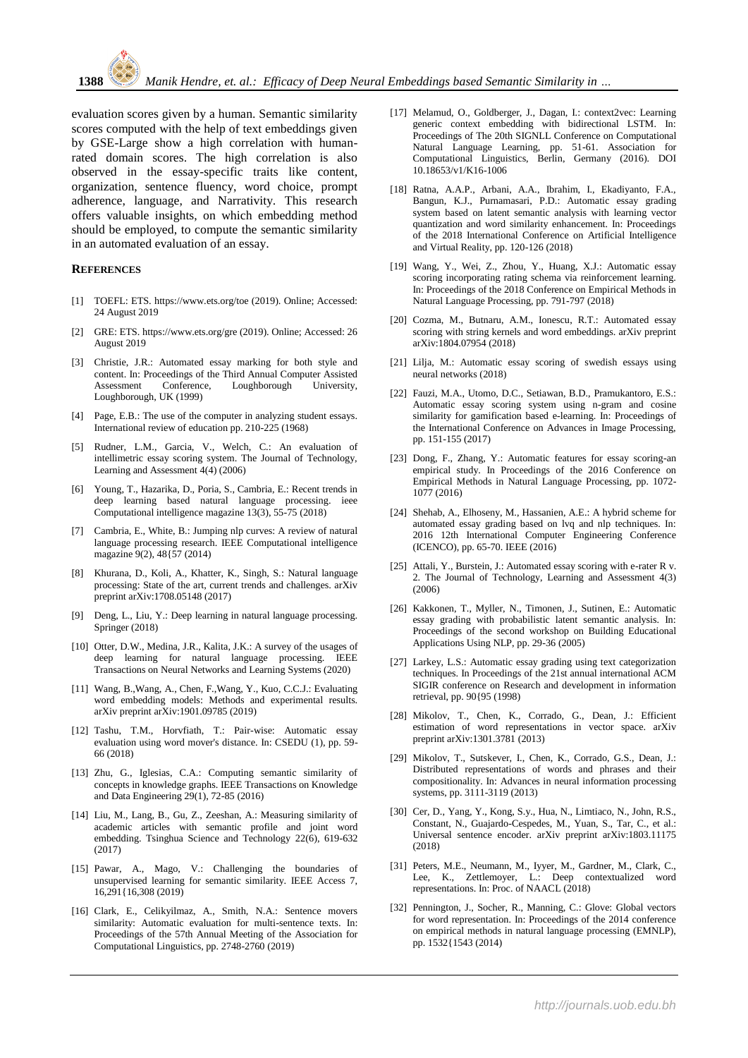evaluation scores given by a human. Semantic similarity scores computed with the help of text embeddings given by GSE-Large show a high correlation with human-rated domain scores. The high correlation is also observed in the essay-specific traits like content, organization, sentence fluency, word choice, prompt adherence, language, and Narrativity. This research offers valuable insights, on which embedding method should be employed, to compute the semantic similarity in an automated evaluation of an essay.

## REFERENCES

[1] TOEFL: ETS. https://www.ets.org/toe (2019). Online; Accessed: 24 August 2019

[2] GRE: ETS. https://www.ets.org/gre (2019). Online; Accessed: 26 August 2019

[3] Christie, J.R.: Automated essay marking for both style and content. In: Proceedings of the Third Annual Computer Assisted Assessment Conference, Loughborough University, Loughborough, UK (1999)

[4] Page, E.B.: The use of the computer in analyzing student essays. International review of education pp. 210-225 (1968)

[5] Rudner, L.M., Garcia, V., Welch, C.: An evaluation of intellimetric essay scoring system. The Journal of Technology, Learning and Assessment 4(4) (2006)

[6] Young, T., Hazarika, D., Poria, S., Cambria, E.: Recent trends in deep learning based natural language processing. ieee Computational intelligence magazine 13(3), 55-75 (2018)

[7] Cambria, E., White, B.: Jumping nlp curves: A review of natural language processing research. IEEE Computational intelligence magazine 9(2), 48{57 (2014)

[8] Khurana, D., Koli, A., Khatter, K., Singh, S.: Natural language processing: State of the art, current trends and challenges. arXiv preprint arXiv:1708.05148 (2017)

[9] Deng, L., Liu, Y.: Deep learning in natural language processing. Springer (2018)

[10] Otter, D.W., Medina, J.R., Kalita, J.K.: A survey of the usages of deep learning for natural language processing. IEEE Transactions on Neural Networks and Learning Systems (2020)

[11] Wang, B.,Wang, A., Chen, F.,Wang, Y., Kuo, C.C.J.: Evaluating word embedding models: Methods and experimental results. arXiv preprint arXiv:1901.09785 (2019)

[12] Tashu, T.M., Horvfiath, T.: Pair-wise: Automatic essay evaluation using word mover's distance. In: CSEDU (1), pp. 59-66 (2018)

[13] Zhu, G., Iglesias, C.A.: Computing semantic similarity of concepts in knowledge graphs. IEEE Transactions on Knowledge and Data Engineering 29(1), 72-85 (2016)

[14] Liu, M., Lang, B., Gu, Z., Zeeshan, A.: Measuring similarity of academic articles with semantic profile and joint word embedding. Tsinghua Science and Technology 22(6), 619-632 (2017)

[15] Pawar, A., Mago, V.: Challenging the boundaries of unsupervised learning for semantic similarity. IEEE Access 7, 16,291{16,308 (2019)

[16] Clark, E., Celikyilmaz, A., Smith, N.A.: Sentence movers similarity: Automatic evaluation for multi-sentence texts. In: Proceedings of the 57th Annual Meeting of the Association for Computational Linguistics, pp. 2748-2760 (2019)

[17] Melamud, O., Goldberger, J., Dagan, I.: context2vec: Learning generic context embedding with bidirectional LSTM. In: Proceedings of The 20th SIGNLL Conference on Computational Natural Language Learning, pp. 51-61. Association for Computational Linguistics, Berlin, Germany (2016). DOI 10.18653/v1/K16-1006

[18] Ratna, A.A.P., Arbani, A.A., Ibrahim, I., Ekadiyanto, F.A., Bangun, K.J., Purnamasari, P.D.: Automatic essay grading system based on latent semantic analysis with learning vector quantization and word similarity enhancement. In: Proceedings of the 2018 International Conference on Artificial Intelligence and Virtual Reality, pp. 120-126 (2018)

[19] Wang, Y., Wei, Z., Zhou, Y., Huang, X.J.: Automatic essay scoring incorporating rating schema via reinforcement learning. In: Proceedings of the 2018 Conference on Empirical Methods in Natural Language Processing, pp. 791-797 (2018)

[20] Cozma, M., Butnaru, A.M., Ionescu, R.T.: Automated essay scoring with string kernels and word embeddings. arXiv preprint arXiv:1804.07954 (2018)

[21] Lilja, M.: Automatic essay scoring of swedish essays using neural networks (2018)

[22] Fauzi, M.A., Utomo, D.C., Setiawan, B.D., Pramukantoro, E.S.: Automatic essay scoring system using n-gram and cosine similarity for gamification based e-learning. In: Proceedings of the International Conference on Advances in Image Processing, pp. 151-155 (2017)

[23] Dong, F., Zhang, Y.: Automatic features for essay scoring-an empirical study. In Proceedings of the 2016 Conference on Empirical Methods in Natural Language Processing, pp. 1072-1077 (2016)

[24] Shehab, A., Elhoseny, M., Hassanien, A.E.: A hybrid scheme for automated essay grading based on lvq and nlp techniques. In: 2016 12th International Computer Engineering Conference (ICENCO), pp. 65-70. IEEE (2016)

[25] Attali, Y., Burstein, J.: Automated essay scoring with e-rater R v. 2. The Journal of Technology, Learning and Assessment 4(3) (2006)

[26] Kakkonen, T., Myller, N., Timonen, J., Sutinen, E.: Automatic essay grading with probabilistic latent semantic analysis. In: Proceedings of the second workshop on Building Educational Applications Using NLP, pp. 29-36 (2005)

[27] Larkey, L.S.: Automatic essay grading using text categorization techniques. In Proceedings of the 21st annual international ACM SIGIR conference on Research and development in information retrieval, pp. 90{95 (1998)

[28] Mikolov, T., Chen, K., Corrado, G., Dean, J.: Efficient estimation of word representations in vector space. arXiv preprint arXiv:1301.3781 (2013)

[29] Mikolov, T., Sutskever, I., Chen, K., Corrado, G.S., Dean, J.: Distributed representations of words and phrases and their compositionality. In: Advances in neural information processing systems, pp. 3111-3119 (2013)

[30] Cer, D., Yang, Y., Kong, S.y., Hua, N., Limtiaco, N., John, R.S., Constant, N., Guajardo-Cespedes, M., Yuan, S., Tar, C., et al.: Universal sentence encoder. arXiv preprint arXiv:1803.11175 (2018)

[31] Peters, M.E., Neumann, M., Iyyer, M., Gardner, M., Clark, C., Lee, K., Zettlemoyer, L.: Deep contextualized word representations. In: Proc. of NAACL (2018)

[32] Pennington, J., Socher, R., Manning, C.: Glove: Global vectors for word representation. In: Proceedings of the 2014 conference on empirical methods in natural language processing (EMNLP), pp. 1532{1543 (2014)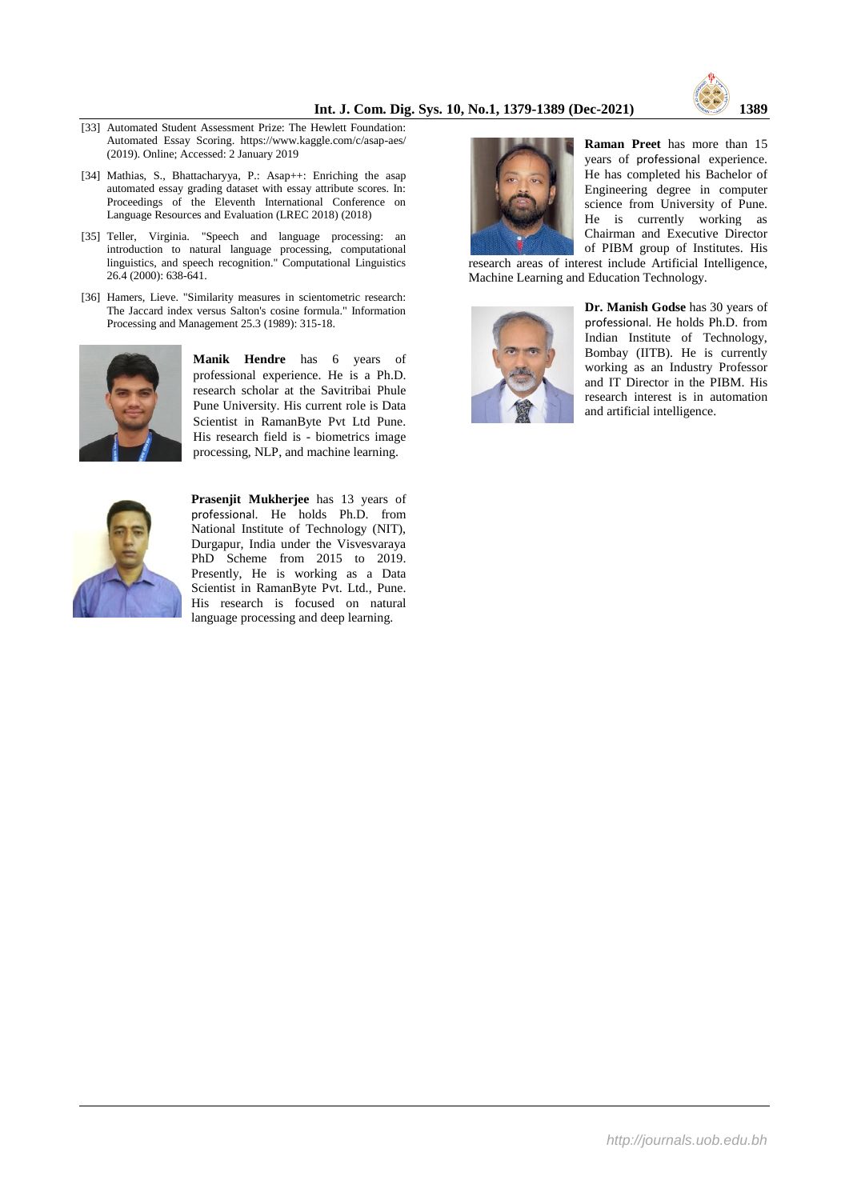[33] Automated Student Assessment Prize: The Hewlett Foundation: Automated Essay Scoring. https://www.kaggle.com/c/asap-aes/ (2019). Online; Accessed: 2 January 2019

[34] Mathias, S., Bhattacharyya, P.: Asap++: Enriching the asap automated essay grading dataset with essay attribute scores. In: Proceedings of the Eleventh International Conference on Language Resources and Evaluation (LREC 2018) (2018)

[35] Teller, Virginia. "Speech and language processing: an introduction to natural language processing, computational linguistics, and speech recognition." Computational Linguistics 26.4 (2000): 638-641.

[36] Hamers, Lieve. "Similarity measures in scientometric research: The Jaccard index versus Salton's cosine formula." Information Processing and Management 25.3 (1989): 315-18.

**Manik Hendre** has 6 years of professional experience. He is a Ph.D. research scholar at the Savitribai Phule Pune University. His current role is Data Scientist in RamanByte Pvt Ltd Pune. His research field is - biometrics image processing, NLP, and machine learning.

**Prasenjit Mukherjee** has 13 years of professional. He holds Ph.D. from National Institute of Technology (NIT), Durgapur, India under the Visvesvaraya PhD Scheme from 2015 to 2019. Presently, He is working as a Data Scientist in RamanByte Pvt. Ltd., Pune. His research is focused on natural language processing and deep learning.

**Raman Preet** has more than 15 years of professional experience. He has completed his Bachelor of Engineering degree in computer science from University of Pune. He is currently working as Chairman and Executive Director of PIBM group of Institutes. His research areas of interest include Artificial Intelligence, Machine Learning and Education Technology.

**Dr. Manish Godse** has 30 years of professional. He holds Ph.D. from Indian Institute of Technology, Bombay (IITB). He is currently working as an Industry Professor and IT Director in the PIBM. His research interest is in automation and artificial intelligence.